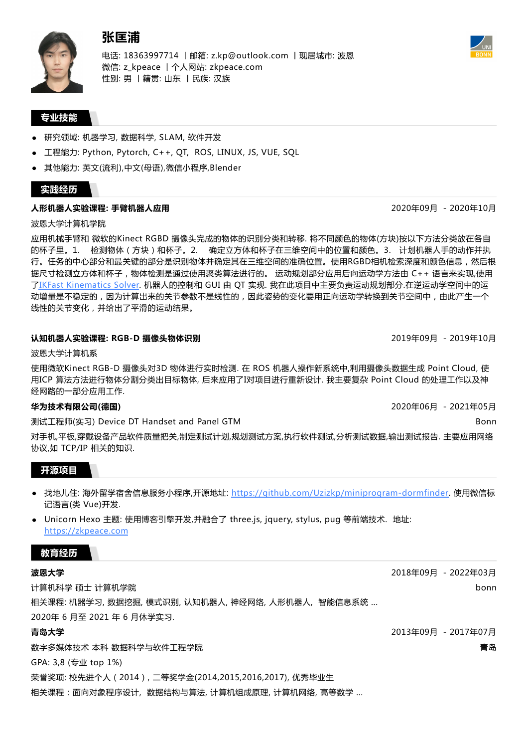# 张匡浦

电话: 18363997714 | 邮箱: z.kp@outlook.com | 现居城市: 波恩
微信: z_kpeace | 个人网站: zkpeace.com
性别: 男 | 籍贯: 山东 | 民族: 汉族

## 专业技能

- 研究领域: 机器学习, 数据科学, SLAM, 软件开发
- 工程能力: Python, Pytorch, C++, QT, ROS, LINUX, JS, VUE, SQL
- 其他能力: 英文(流利),中文(母语),微信小程序,Blender

## 实践经历

**人形机器人实验课程: 手臂机器人应用** 2020年09月 - 2020年10月

波恩大学计算机学院

应用机械手臂和 微软的Kinect RGBD 摄像头完成的物体的识别分类和转移. 将不同颜色的物体(方块)按以下方法分类放在各自的杯子里。1. 检测物体（方块）和杯子。2. 确定立方体和杯子在三维空间中的位置和颜色。3. 计划机器人手的动作并执行。任务的中心部分和最关键的部分是识别物体并确定其在三维空间中的准确位置。使用RGBD相机检索深度和颜色信息，然后根据尺寸检测立方体和杯子，物体检测是通过使用聚类算法进行的。 运动规划部分应用后向运动学方法由 C++ 语言来实现,使用了IKFast Kinematics Solver. 机器人的控制和 GUI 由 QT 实现. 我在此项目中主要负责运动规划部分.在逆运动学空间中的运动增量是不稳定的，因为计算出来的关节参数不是线性的，因此姿势的变化要用正向运动学转换到关节空间中，由此产生一个线性的关节变化，并给出了平滑的运动结果。

**认知机器人实验课程: RGB-D 摄像头物体识别** 2019年09月 - 2019年10月

波恩大学计算机系

使用微软Kinect RGB-D 摄像头对3D 物体进行实时检测. 在 ROS 机器人操作新系统中,利用摄像头数据生成 Point Cloud, 使用ICP 算法方法进行物体分割分类出目标物体, 后来应用了I对项目进行重新设计. 我主要复杂 Point Cloud 的处理工作以及神经网路的一部分应用工作.

**华为技术有限公司(德国)** 2020年06月 - 2021年05月

测试工程师(实习) Device DT Handset and Panel GTM Bonn

对手机,平板,穿戴设备产品软件质量把关,制定测试计划,规划测试方案,执行软件测试,分析测试数据,输出测试报告. 主要应用网络协议,如 TCP/IP 相关的知识.

## 开源项目

- 找地儿住: 海外留学宿舍信息服务小程序,开源地址: https://github.com/Uzizkp/miniprogram-dormfinder. 使用微信标记语言(类 Vue)开发.
- Unicorn Hexo 主题: 使用博客引擎开发,并融合了 three.js, jquery, stylus, pug 等前端技术. 地址: https://zkpeace.com

## 教育经历

**波恩大学** 2018年09月 - 2022年03月

计算机科学 硕士 计算机学院 bonn

相关课程: 机器学习, 数据挖掘, 模式识别, 认知机器人, 神经网络, 人形机器人, 智能信息系统 ...

2020年 6 月至 2021 年 6 月休学实习.

**青岛大学** 2013年09月 - 2017年07月

数字多媒体技术 本科 数据科学与软件工程学院 青岛

GPA: 3,8 (专业 top 1%)

荣誉奖项: 校先进个人（2014）, 二等奖学金(2014,2015,2016,2017), 优秀毕业生

相关课程：面向对象程序设计, 数据结构与算法, 计算机组成原理, 计算机网络, 高等数学 ...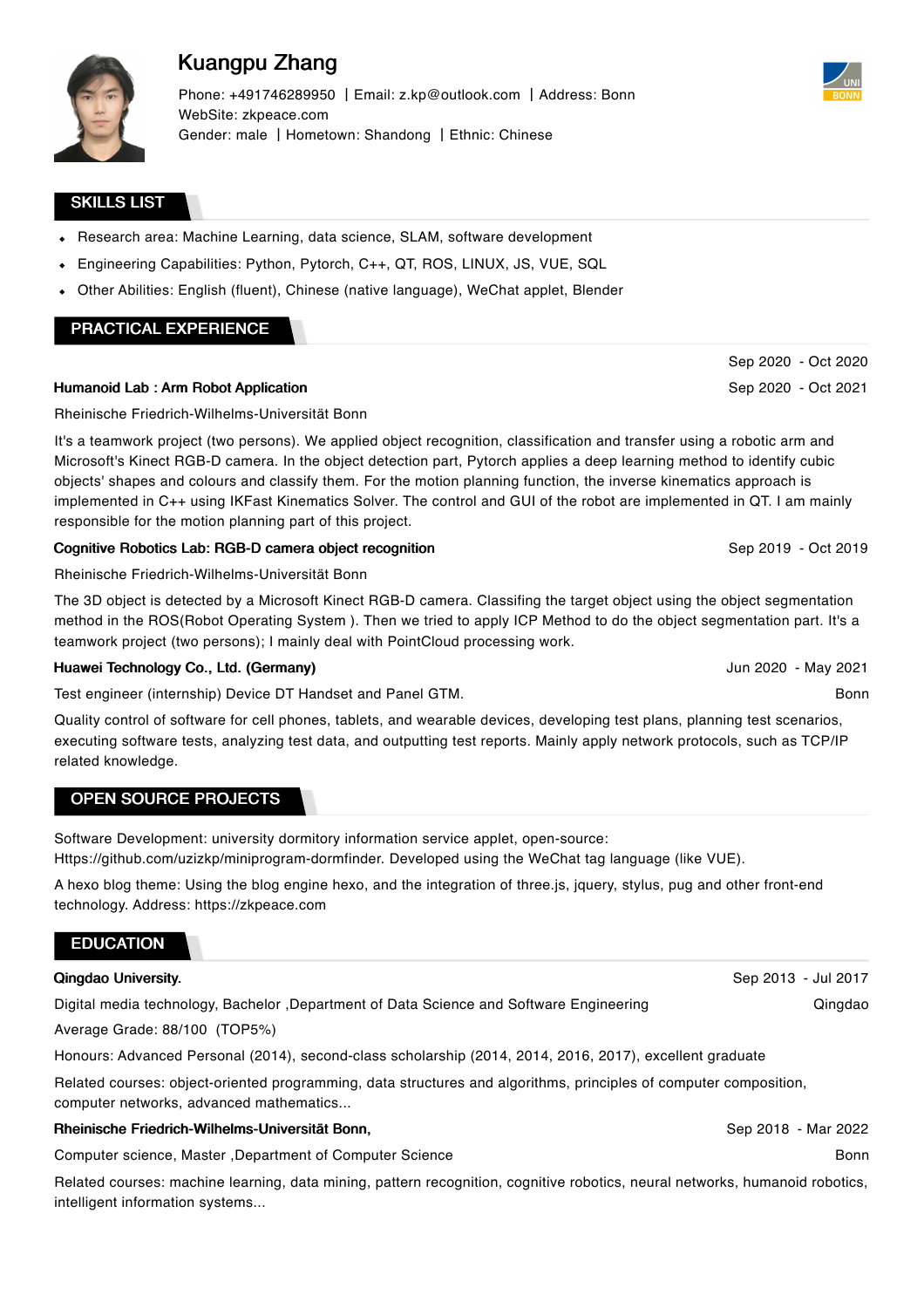# Kuangpu Zhang

Phone: +491746289950 | Email: z.kp@outlook.com | Address: Bonn
WebSite: zkpeace.com
Gender: male | Hometown: Shandong | Ethnic: Chinese

## SKILLS LIST

- Research area: Machine Learning, data science, SLAM, software development
- Engineering Capabilities: Python, Pytorch, C++, QT, ROS, LINUX, JS, VUE, SQL
- Other Abilities: English (fluent), Chinese (native language), WeChat applet, Blender

## PRACTICAL EXPERIENCE

Sep 2020 - Oct 2020

**Humanoid Lab : Arm Robot Application** — Sep 2020 - Oct 2021

Rheinische Friedrich-Wilhelms-Universität Bonn

It's a teamwork project (two persons). We applied object recognition, classification and transfer using a robotic arm and Microsoft's Kinect RGB-D camera. In the object detection part, Pytorch applies a deep learning method to identify cubic objects' shapes and colours and classify them. For the motion planning function, the inverse kinematics approach is implemented in C++ using IKFast Kinematics Solver. The control and GUI of the robot are implemented in QT. I am mainly responsible for the motion planning part of this project.

**Cognitive Robotics Lab: RGB-D camera object recognition** — Sep 2019 - Oct 2019

Rheinische Friedrich-Wilhelms-Universität Bonn

The 3D object is detected by a Microsoft Kinect RGB-D camera. Classifing the target object using the object segmentation method in the ROS(Robot Operating System ). Then we tried to apply ICP Method to do the object segmentation part. It's a teamwork project (two persons); I mainly deal with PointCloud processing work.

**Huawei Technology Co., Ltd. (Germany)** — Jun 2020 - May 2021

Test engineer (internship) Device DT Handset and Panel GTM. — Bonn

Quality control of software for cell phones, tablets, and wearable devices, developing test plans, planning test scenarios, executing software tests, analyzing test data, and outputting test reports. Mainly apply network protocols, such as TCP/IP related knowledge.

## OPEN SOURCE PROJECTS

Software Development: university dormitory information service applet, open-source: Https://github.com/uzizkp/miniprogram-dormfinder. Developed using the WeChat tag language (like VUE).

A hexo blog theme: Using the blog engine hexo, and the integration of three.js, jquery, stylus, pug and other front-end technology. Address: https://zkpeace.com

## EDUCATION

**Qingdao University.** — Sep 2013 - Jul 2017

Digital media technology, Bachelor ,Department of Data Science and Software Engineering — Qingdao

Average Grade: 88/100 (TOP5%)

Honours: Advanced Personal (2014), second-class scholarship (2014, 2014, 2016, 2017), excellent graduate

Related courses: object-oriented programming, data structures and algorithms, principles of computer composition, computer networks, advanced mathematics...

**Rheinische Friedrich-Wilhelms-Universität Bonn,** — Sep 2018 - Mar 2022

Computer science, Master ,Department of Computer Science — Bonn

Related courses: machine learning, data mining, pattern recognition, cognitive robotics, neural networks, humanoid robotics, intelligent information systems...